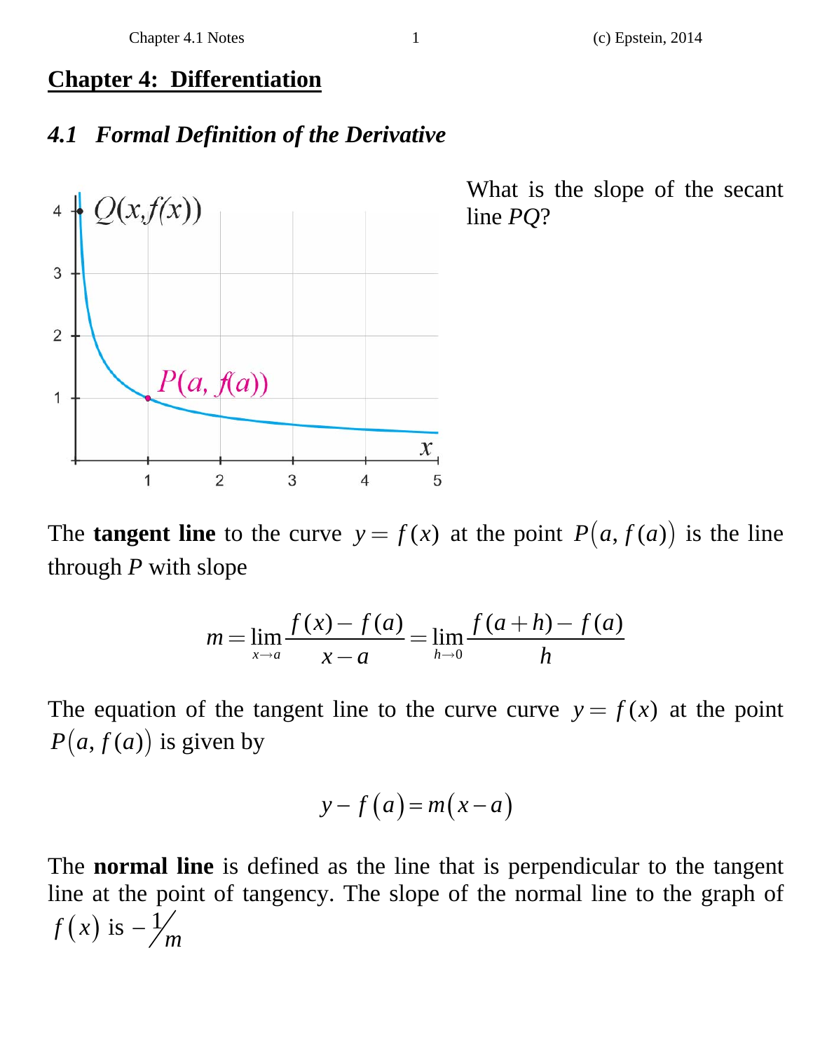# Chapter 4: Differentiation

## *4.1 Formal Definition of the Derivative*

What is the slope of the secant line *PQ*?

The **tangent line** to the curve $y = f(x)$ at the point $P(a, f(a))$ is the line through *P* with slope

$$m = \lim_{x \to a} \frac{f(x) - f(a)}{x - a} = \lim_{h \to 0} \frac{f(a+h) - f(a)}{h}$$

The equation of the tangent line to the curve curve $y = f(x)$ at the point $P(a, f(a))$ is given by

$$y - f(a) = m(x - a)$$

The **normal line** is defined as the line that is perpendicular to the tangent line at the point of tangency. The slope of the normal line to the graph of $f(x)$ is $-\frac{1}{m}$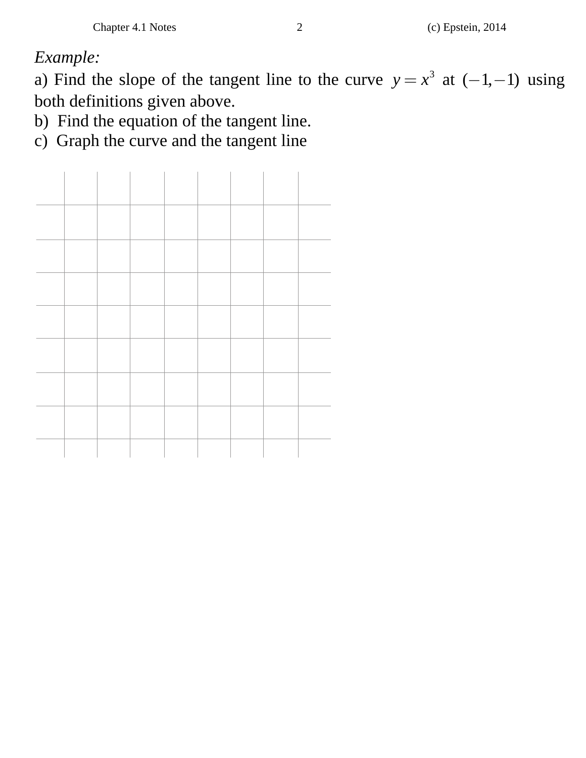*Example:*

a) Find the slope of the tangent line to the curve $y = x^3$ at $(-1, -1)$ using both definitions given above.

b) Find the equation of the tangent line.

c) Graph the curve and the tangent line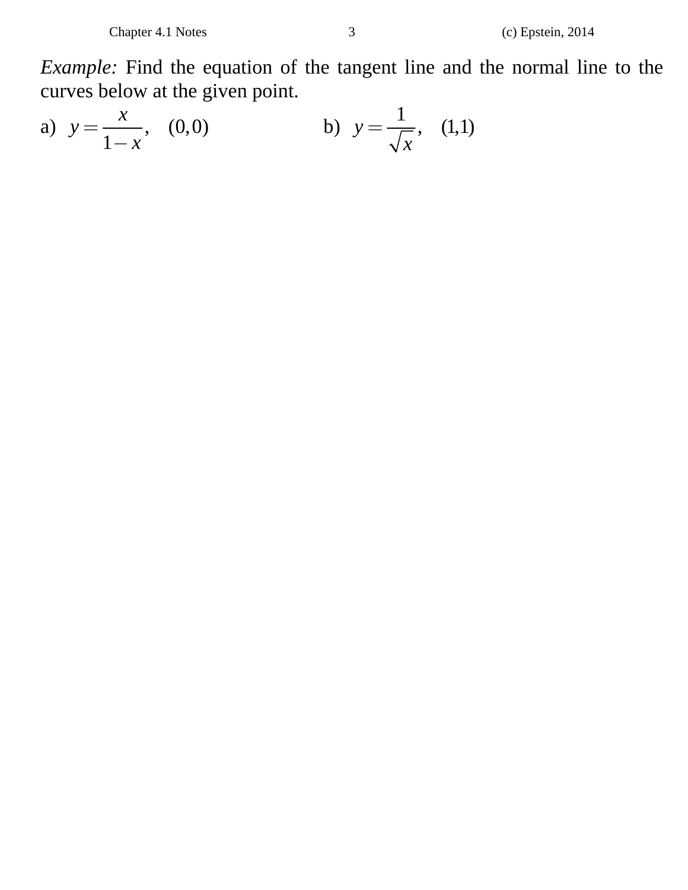*Example:* Find the equation of the tangent line and the normal line to the curves below at the given point.

a) $y = \dfrac{x}{1-x}, \quad (0,0)$

b) $y = \dfrac{1}{\sqrt{x}}, \quad (1,1)$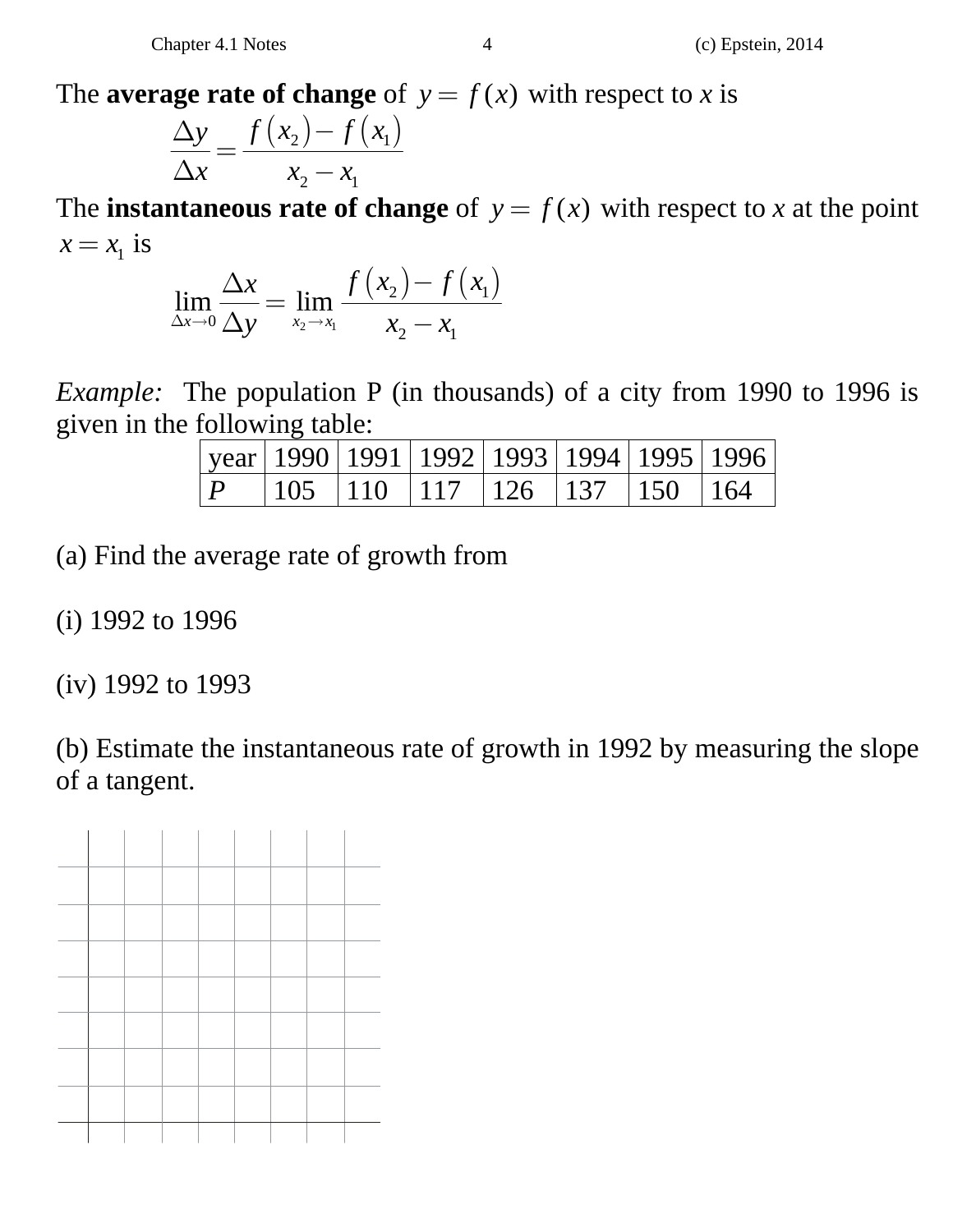The **average rate of change** of $y = f(x)$ with respect to $x$ is

$$\frac{\Delta y}{\Delta x} = \frac{f(x_2) - f(x_1)}{x_2 - x_1}$$

The **instantaneous rate of change** of $y = f(x)$ with respect to $x$ at the point $x = x_1$ is

$$\lim_{\Delta x \to 0} \frac{\Delta x}{\Delta y} = \lim_{x_2 \to x_1} \frac{f(x_2) - f(x_1)}{x_2 - x_1}$$

*Example:* The population P (in thousands) of a city from 1990 to 1996 is given in the following table:

| year | 1990 | 1991 | 1992 | 1993 | 1994 | 1995 | 1996 |
|---|---|---|---|---|---|---|---|
| *P* | 105 | 110 | 117 | 126 | 137 | 150 | 164 |

(a) Find the average rate of growth from

(i) 1992 to 1996

(iv) 1992 to 1993

(b) Estimate the instantaneous rate of growth in 1992 by measuring the slope of a tangent.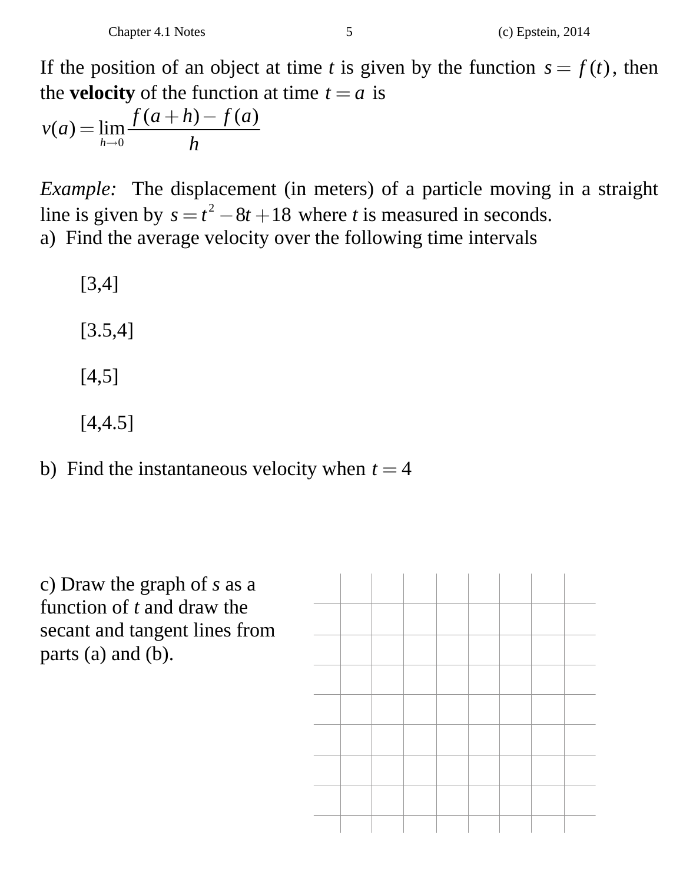If the position of an object at time $t$ is given by the function $s = f(t)$, then the **velocity** of the function at time $t = a$ is

$$v(a) = \lim_{h \to 0} \frac{f(a+h) - f(a)}{h}$$

*Example:* The displacement (in meters) of a particle moving in a straight line is given by $s = t^2 - 8t + 18$ where $t$ is measured in seconds.

a) Find the average velocity over the following time intervals

[3,4]

[3.5,4]

[4,5]

[4,4.5]

b) Find the instantaneous velocity when $t = 4$

c) Draw the graph of $s$ as a function of $t$ and draw the secant and tangent lines from parts (a) and (b).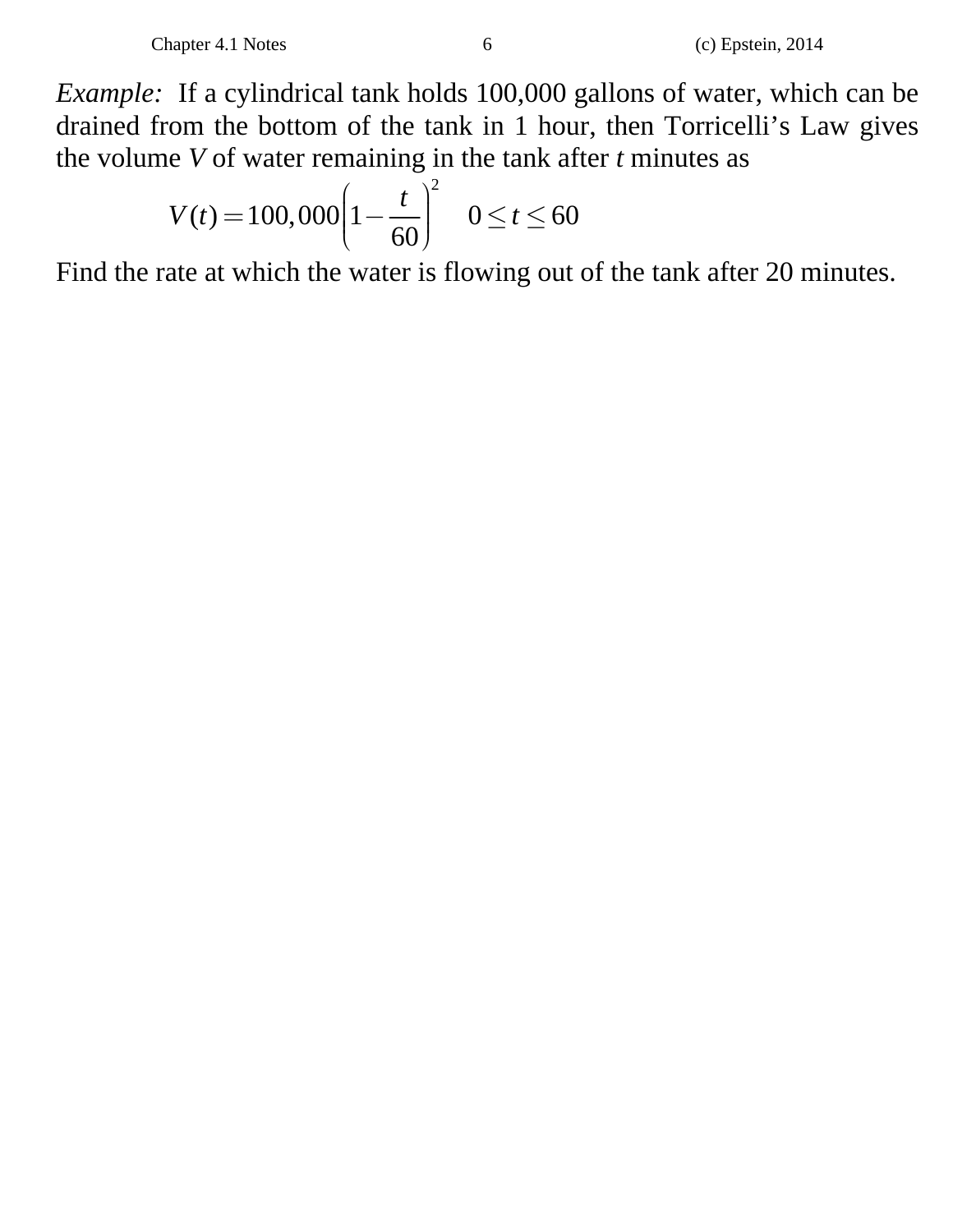*Example:* If a cylindrical tank holds 100,000 gallons of water, which can be drained from the bottom of the tank in 1 hour, then Torricelli's Law gives the volume $V$ of water remaining in the tank after $t$ minutes as

$$V(t) = 100,000\left(1 - \frac{t}{60}\right)^2 \quad 0 \le t \le 60$$

Find the rate at which the water is flowing out of the tank after 20 minutes.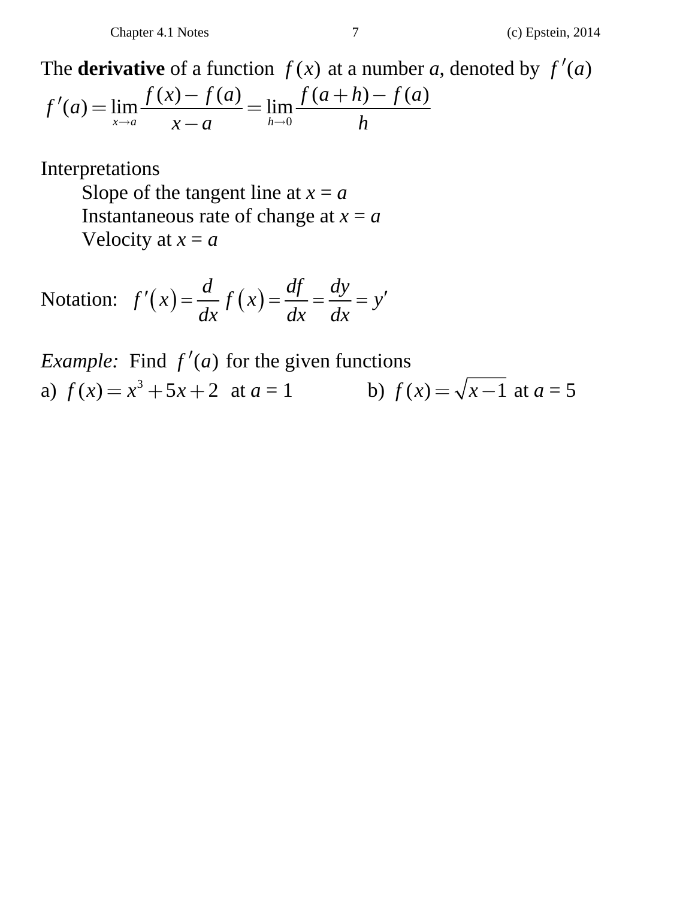The **derivative** of a function $f(x)$ at a number *a*, denoted by $f'(a)$

$$f'(a) = \lim_{x \to a} \frac{f(x) - f(a)}{x - a} = \lim_{h \to 0} \frac{f(a+h) - f(a)}{h}$$

Interpretations

- Slope of the tangent line at $x = a$
- Instantaneous rate of change at $x = a$
- Velocity at $x = a$

Notation: $f'(x) = \dfrac{d}{dx} f(x) = \dfrac{df}{dx} = \dfrac{dy}{dx} = y'$

*Example:* Find $f'(a)$ for the given functions

a) $f(x) = x^3 + 5x + 2$ at $a = 1$

b) $f(x) = \sqrt{x-1}$ at $a = 5$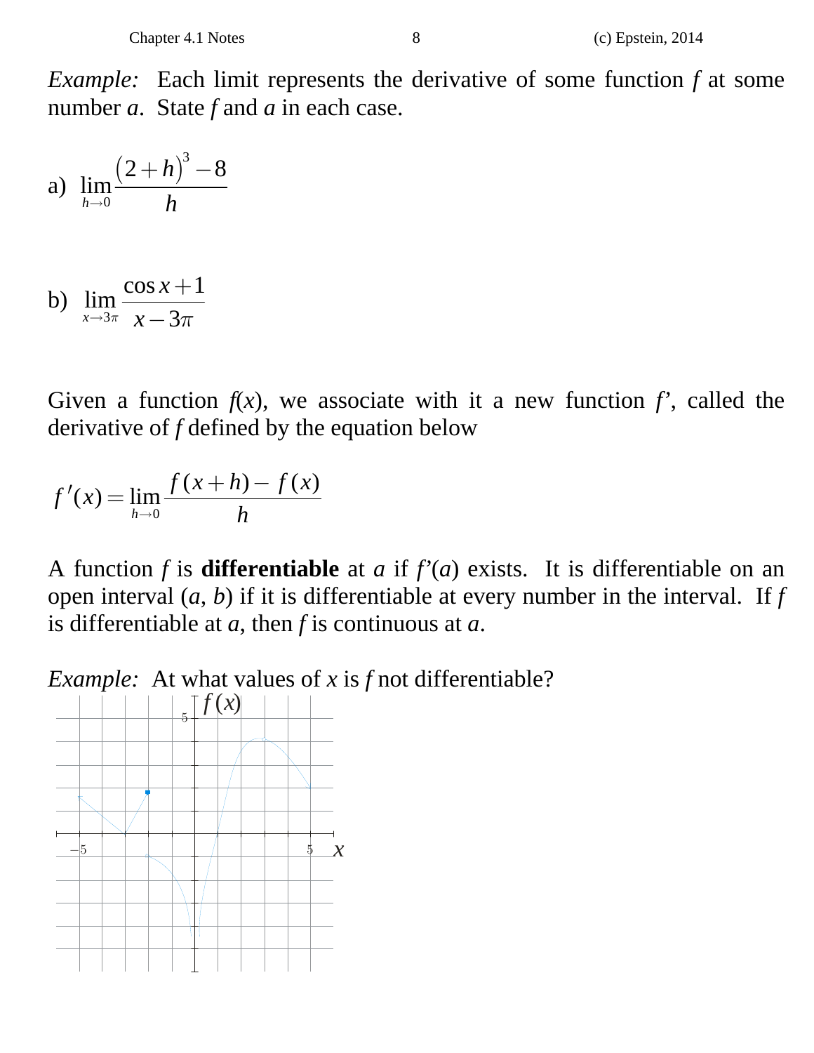*Example:* Each limit represents the derivative of some function *f* at some number *a*. State *f* and *a* in each case.

a) $\lim_{h \to 0} \frac{(2+h)^3 - 8}{h}$

b) $\lim_{x \to 3\pi} \frac{\cos x + 1}{x - 3\pi}$

Given a function $f(x)$, we associate with it a new function $f'$, called the derivative of *f* defined by the equation below

$$f'(x) = \lim_{h \to 0} \frac{f(x+h) - f(x)}{h}$$

A function *f* is **differentiable** at *a* if $f'(a)$ exists. It is differentiable on an open interval $(a, b)$ if it is differentiable at every number in the interval. If *f* is differentiable at *a*, then *f* is continuous at *a*.

*Example:* At what values of *x* is *f* not differentiable?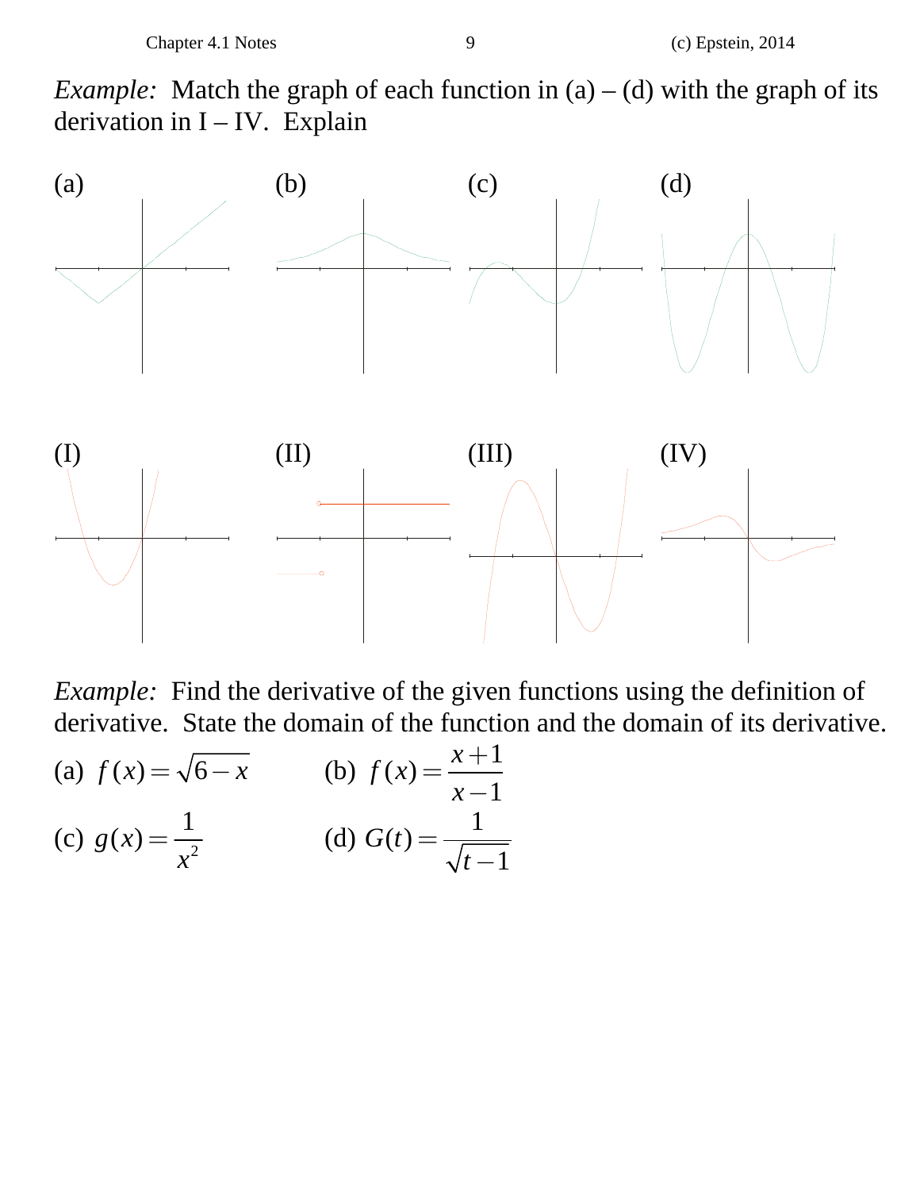*Example:* Match the graph of each function in (a) – (d) with the graph of its derivation in I – IV. Explain

(a)

(b)

(c)

(d)

(I)

(II)

(III)

(IV)

*Example:* Find the derivative of the given functions using the definition of derivative. State the domain of the function and the domain of its derivative.

(a) $f(x) = \sqrt{6 - x}$ (b) $f(x) = \dfrac{x+1}{x-1}$

(c) $g(x) = \dfrac{1}{x^2}$ (d) $G(t) = \dfrac{1}{\sqrt{t-1}}$